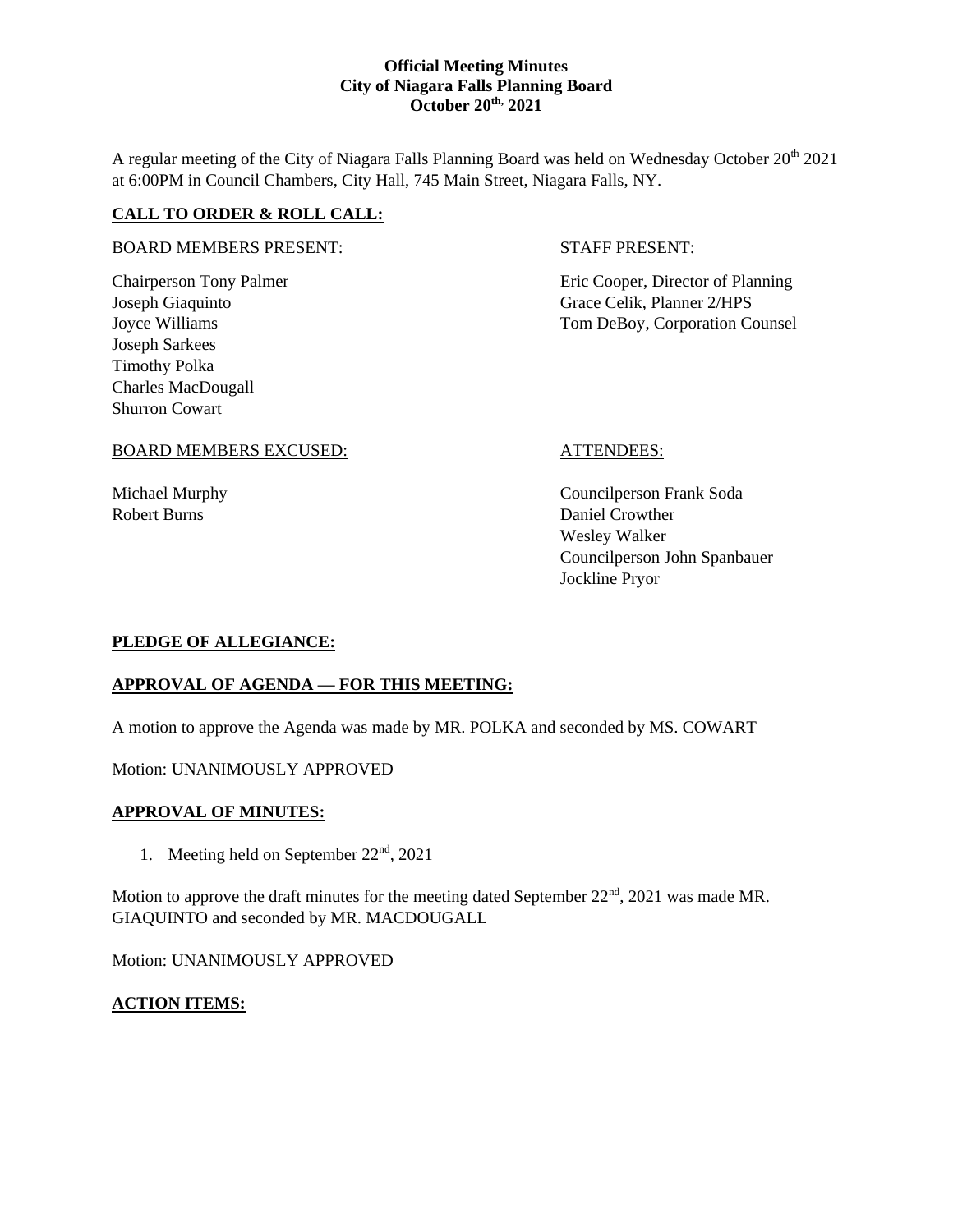**Official Meeting Minutes**
**City of Niagara Falls Planning Board**
**October 20th, 2021**

A regular meeting of the City of Niagara Falls Planning Board was held on Wednesday October 20th 2021 at 6:00PM in Council Chambers, City Hall, 745 Main Street, Niagara Falls, NY.

## CALL TO ORDER & ROLL CALL:

BOARD MEMBERS PRESENT:

Chairperson Tony Palmer
Joseph Giaquinto
Joyce Williams
Joseph Sarkees
Timothy Polka
Charles MacDougall
Shurron Cowart

STAFF PRESENT:

Eric Cooper, Director of Planning
Grace Celik, Planner 2/HPS
Tom DeBoy, Corporation Counsel

BOARD MEMBERS EXCUSED:

Michael Murphy
Robert Burns

ATTENDEES:

Councilperson Frank Soda
Daniel Crowther
Wesley Walker
Councilperson John Spanbauer
Jockline Pryor

## PLEDGE OF ALLEGIANCE:

## APPROVAL OF AGENDA — FOR THIS MEETING:

A motion to approve the Agenda was made by MR. POLKA and seconded by MS. COWART

Motion: UNANIMOUSLY APPROVED

## APPROVAL OF MINUTES:

1. Meeting held on September 22nd, 2021

Motion to approve the draft minutes for the meeting dated September 22nd, 2021 was made MR. GIAQUINTO and seconded by MR. MACDOUGALL

Motion: UNANIMOUSLY APPROVED

## ACTION ITEMS: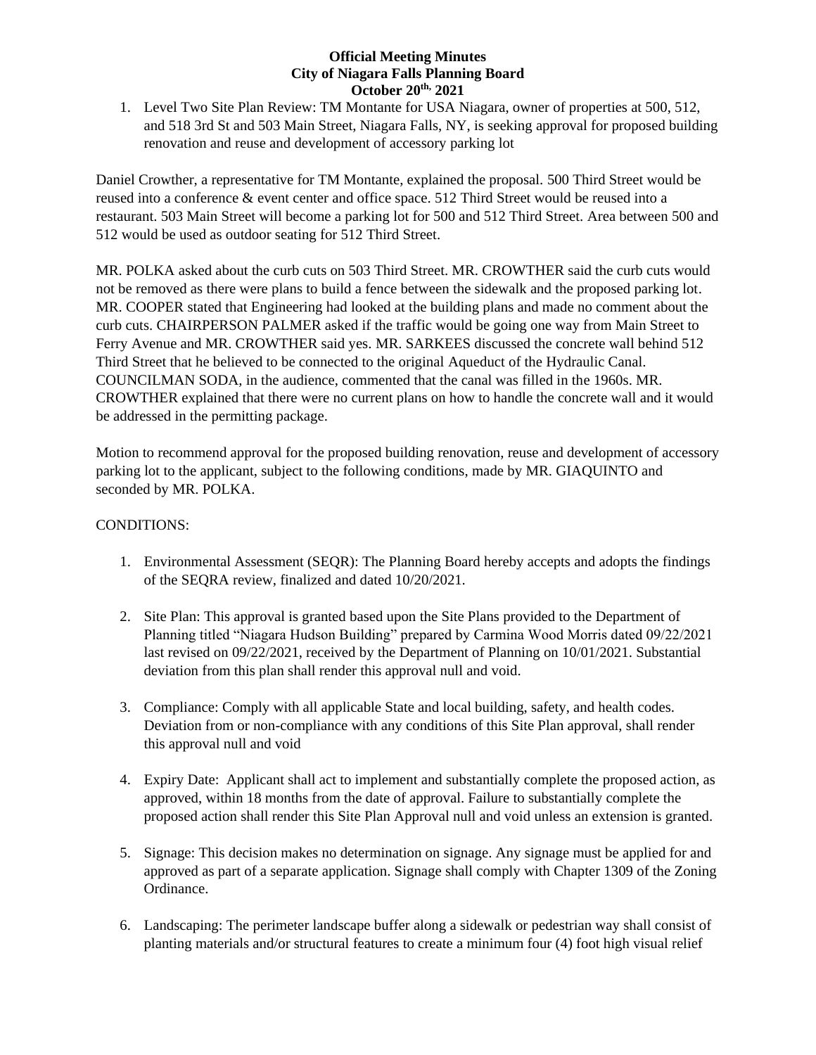**Official Meeting Minutes**
**City of Niagara Falls Planning Board**
**October 20th, 2021**

1. Level Two Site Plan Review: TM Montante for USA Niagara, owner of properties at 500, 512, and 518 3rd St and 503 Main Street, Niagara Falls, NY, is seeking approval for proposed building renovation and reuse and development of accessory parking lot

Daniel Crowther, a representative for TM Montante, explained the proposal. 500 Third Street would be reused into a conference & event center and office space. 512 Third Street would be reused into a restaurant. 503 Main Street will become a parking lot for 500 and 512 Third Street. Area between 500 and 512 would be used as outdoor seating for 512 Third Street.

MR. POLKA asked about the curb cuts on 503 Third Street. MR. CROWTHER said the curb cuts would not be removed as there were plans to build a fence between the sidewalk and the proposed parking lot. MR. COOPER stated that Engineering had looked at the building plans and made no comment about the curb cuts. CHAIRPERSON PALMER asked if the traffic would be going one way from Main Street to Ferry Avenue and MR. CROWTHER said yes. MR. SARKEES discussed the concrete wall behind 512 Third Street that he believed to be connected to the original Aqueduct of the Hydraulic Canal. COUNCILMAN SODA, in the audience, commented that the canal was filled in the 1960s. MR. CROWTHER explained that there were no current plans on how to handle the concrete wall and it would be addressed in the permitting package.

Motion to recommend approval for the proposed building renovation, reuse and development of accessory parking lot to the applicant, subject to the following conditions, made by MR. GIAQUINTO and seconded by MR. POLKA.

CONDITIONS:

1. Environmental Assessment (SEQR): The Planning Board hereby accepts and adopts the findings of the SEQRA review, finalized and dated 10/20/2021.

2. Site Plan: This approval is granted based upon the Site Plans provided to the Department of Planning titled "Niagara Hudson Building" prepared by Carmina Wood Morris dated 09/22/2021 last revised on 09/22/2021, received by the Department of Planning on 10/01/2021. Substantial deviation from this plan shall render this approval null and void.

3. Compliance: Comply with all applicable State and local building, safety, and health codes. Deviation from or non-compliance with any conditions of this Site Plan approval, shall render this approval null and void

4. Expiry Date: Applicant shall act to implement and substantially complete the proposed action, as approved, within 18 months from the date of approval. Failure to substantially complete the proposed action shall render this Site Plan Approval null and void unless an extension is granted.

5. Signage: This decision makes no determination on signage. Any signage must be applied for and approved as part of a separate application. Signage shall comply with Chapter 1309 of the Zoning Ordinance.

6. Landscaping: The perimeter landscape buffer along a sidewalk or pedestrian way shall consist of planting materials and/or structural features to create a minimum four (4) foot high visual relief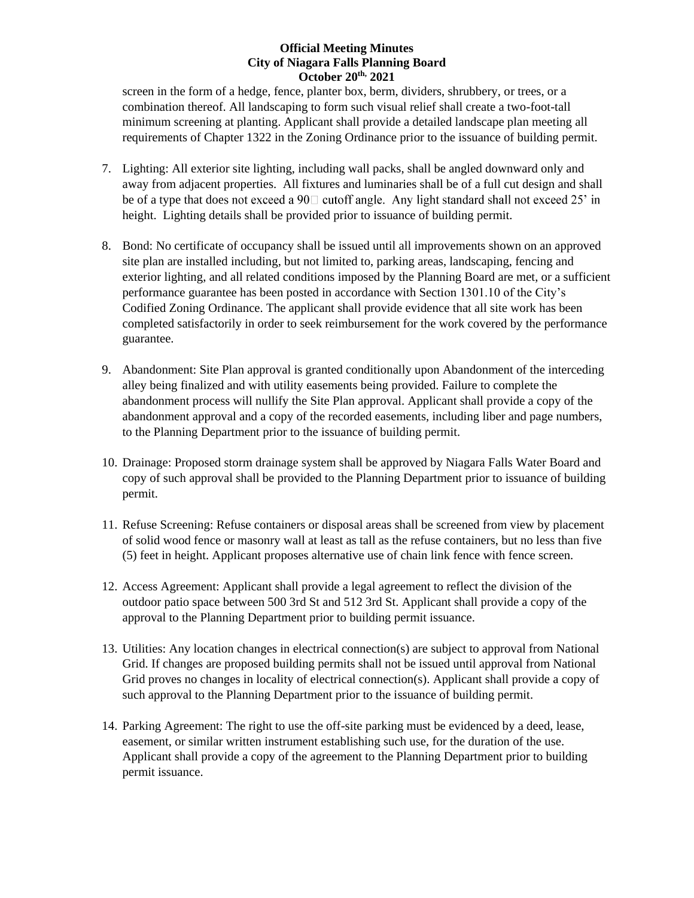screen in the form of a hedge, fence, planter box, berm, dividers, shrubbery, or trees, or a combination thereof. All landscaping to form such visual relief shall create a two-foot-tall minimum screening at planting. Applicant shall provide a detailed landscape plan meeting all requirements of Chapter 1322 in the Zoning Ordinance prior to the issuance of building permit.

7. Lighting: All exterior site lighting, including wall packs, shall be angled downward only and away from adjacent properties. All fixtures and luminaries shall be of a full cut design and shall be of a type that does not exceed a 90□ cutoff angle. Any light standard shall not exceed 25' in height. Lighting details shall be provided prior to issuance of building permit.

8. Bond: No certificate of occupancy shall be issued until all improvements shown on an approved site plan are installed including, but not limited to, parking areas, landscaping, fencing and exterior lighting, and all related conditions imposed by the Planning Board are met, or a sufficient performance guarantee has been posted in accordance with Section 1301.10 of the City's Codified Zoning Ordinance. The applicant shall provide evidence that all site work has been completed satisfactorily in order to seek reimbursement for the work covered by the performance guarantee.

9. Abandonment: Site Plan approval is granted conditionally upon Abandonment of the interceding alley being finalized and with utility easements being provided. Failure to complete the abandonment process will nullify the Site Plan approval. Applicant shall provide a copy of the abandonment approval and a copy of the recorded easements, including liber and page numbers, to the Planning Department prior to the issuance of building permit.

10. Drainage: Proposed storm drainage system shall be approved by Niagara Falls Water Board and copy of such approval shall be provided to the Planning Department prior to issuance of building permit.

11. Refuse Screening: Refuse containers or disposal areas shall be screened from view by placement of solid wood fence or masonry wall at least as tall as the refuse containers, but no less than five (5) feet in height. Applicant proposes alternative use of chain link fence with fence screen.

12. Access Agreement: Applicant shall provide a legal agreement to reflect the division of the outdoor patio space between 500 3rd St and 512 3rd St. Applicant shall provide a copy of the approval to the Planning Department prior to building permit issuance.

13. Utilities: Any location changes in electrical connection(s) are subject to approval from National Grid. If changes are proposed building permits shall not be issued until approval from National Grid proves no changes in locality of electrical connection(s). Applicant shall provide a copy of such approval to the Planning Department prior to the issuance of building permit.

14. Parking Agreement: The right to use the off-site parking must be evidenced by a deed, lease, easement, or similar written instrument establishing such use, for the duration of the use. Applicant shall provide a copy of the agreement to the Planning Department prior to building permit issuance.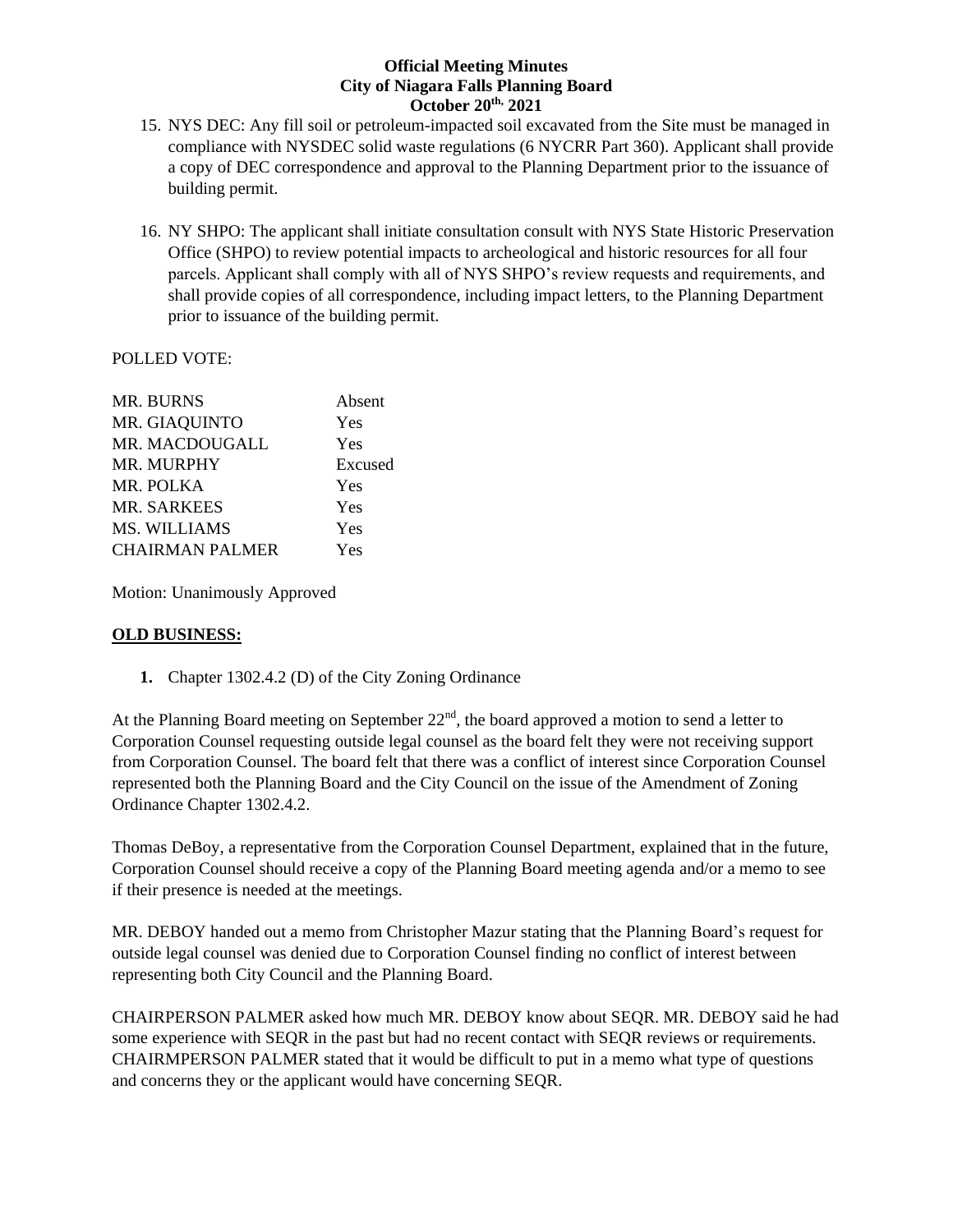15. NYS DEC: Any fill soil or petroleum-impacted soil excavated from the Site must be managed in compliance with NYSDEC solid waste regulations (6 NYCRR Part 360). Applicant shall provide a copy of DEC correspondence and approval to the Planning Department prior to the issuance of building permit.

16. NY SHPO: The applicant shall initiate consultation consult with NYS State Historic Preservation Office (SHPO) to review potential impacts to archeological and historic resources for all four parcels. Applicant shall comply with all of NYS SHPO's review requests and requirements, and shall provide copies of all correspondence, including impact letters, to the Planning Department prior to issuance of the building permit.

POLLED VOTE:

| | |
|---|---|
| MR. BURNS | Absent |
| MR. GIAQUINTO | Yes |
| MR. MACDOUGALL | Yes |
| MR. MURPHY | Excused |
| MR. POLKA | Yes |
| MR. SARKEES | Yes |
| MS. WILLIAMS | Yes |
| CHAIRMAN PALMER | Yes |

Motion: Unanimously Approved

## **OLD BUSINESS:**

**1.** Chapter 1302.4.2 (D) of the City Zoning Ordinance

At the Planning Board meeting on September 22nd, the board approved a motion to send a letter to Corporation Counsel requesting outside legal counsel as the board felt they were not receiving support from Corporation Counsel. The board felt that there was a conflict of interest since Corporation Counsel represented both the Planning Board and the City Council on the issue of the Amendment of Zoning Ordinance Chapter 1302.4.2.

Thomas DeBoy, a representative from the Corporation Counsel Department, explained that in the future, Corporation Counsel should receive a copy of the Planning Board meeting agenda and/or a memo to see if their presence is needed at the meetings.

MR. DEBOY handed out a memo from Christopher Mazur stating that the Planning Board's request for outside legal counsel was denied due to Corporation Counsel finding no conflict of interest between representing both City Council and the Planning Board.

CHAIRPERSON PALMER asked how much MR. DEBOY know about SEQR. MR. DEBOY said he had some experience with SEQR in the past but had no recent contact with SEQR reviews or requirements. CHAIRMPERSON PALMER stated that it would be difficult to put in a memo what type of questions and concerns they or the applicant would have concerning SEQR.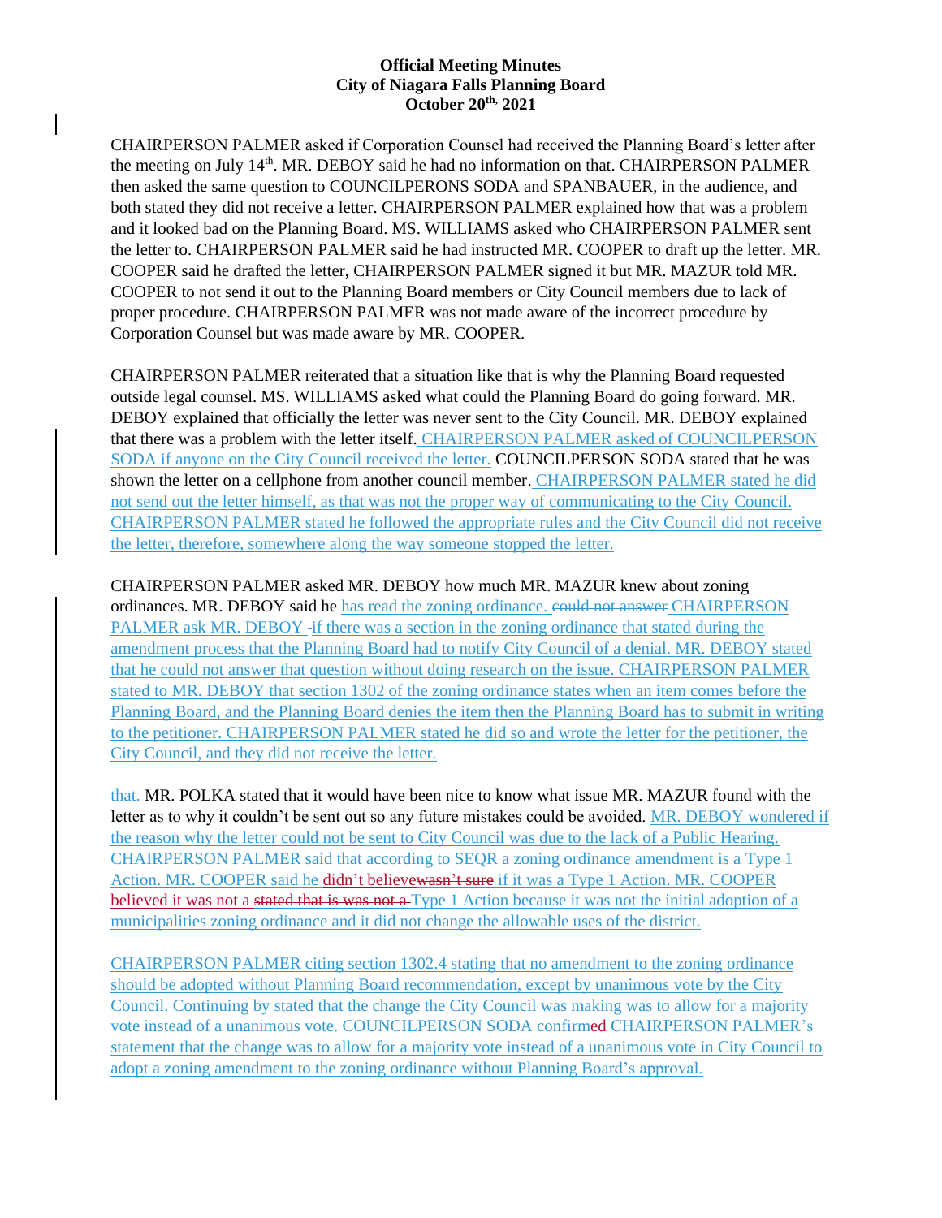**Official Meeting Minutes**
**City of Niagara Falls Planning Board**
**October 20th, 2021**

CHAIRPERSON PALMER asked if Corporation Counsel had received the Planning Board's letter after the meeting on July 14th. MR. DEBOY said he had no information on that. CHAIRPERSON PALMER then asked the same question to COUNCILPERONS SODA and SPANBAUER, in the audience, and both stated they did not receive a letter. CHAIRPERSON PALMER explained how that was a problem and it looked bad on the Planning Board. MS. WILLIAMS asked who CHAIRPERSON PALMER sent the letter to. CHAIRPERSON PALMER said he had instructed MR. COOPER to draft up the letter. MR. COOPER said he drafted the letter, CHAIRPERSON PALMER signed it but MR. MAZUR told MR. COOPER to not send it out to the Planning Board members or City Council members due to lack of proper procedure. CHAIRPERSON PALMER was not made aware of the incorrect procedure by Corporation Counsel but was made aware by MR. COOPER.

CHAIRPERSON PALMER reiterated that a situation like that is why the Planning Board requested outside legal counsel. MS. WILLIAMS asked what could the Planning Board do going forward. MR. DEBOY explained that officially the letter was never sent to the City Council. MR. DEBOY explained that there was a problem with the letter itself. CHAIRPERSON PALMER asked of COUNCILPERSON SODA if anyone on the City Council received the letter. COUNCILPERSON SODA stated that he was shown the letter on a cellphone from another council member. CHAIRPERSON PALMER stated he did not send out the letter himself, as that was not the proper way of communicating to the City Council. CHAIRPERSON PALMER stated he followed the appropriate rules and the City Council did not receive the letter, therefore, somewhere along the way someone stopped the letter.

CHAIRPERSON PALMER asked MR. DEBOY how much MR. MAZUR knew about zoning ordinances. MR. DEBOY said he has read the zoning ordinance. ~~could not answer~~ CHAIRPERSON PALMER ask MR. DEBOY ~~-~~if there was a section in the zoning ordinance that stated during the amendment process that the Planning Board had to notify City Council of a denial. MR. DEBOY stated that he could not answer that question without doing research on the issue. CHAIRPERSON PALMER stated to MR. DEBOY that section 1302 of the zoning ordinance states when an item comes before the Planning Board, and the Planning Board denies the item then the Planning Board has to submit in writing to the petitioner. CHAIRPERSON PALMER stated he did so and wrote the letter for the petitioner, the City Council, and they did not receive the letter.

~~that.~~ MR. POLKA stated that it would have been nice to know what issue MR. MAZUR found with the letter as to why it couldn't be sent out so any future mistakes could be avoided. MR. DEBOY wondered if the reason why the letter could not be sent to City Council was due to the lack of a Public Hearing. CHAIRPERSON PALMER said that according to SEQR a zoning ordinance amendment is a Type 1 Action. MR. COOPER said he didn't believe~~wasn't sure~~ if it was a Type 1 Action. MR. COOPER believed it was not a ~~stated that is was not a~~ Type 1 Action because it was not the initial adoption of a municipalities zoning ordinance and it did not change the allowable uses of the district.

CHAIRPERSON PALMER citing section 1302.4 stating that no amendment to the zoning ordinance should be adopted without Planning Board recommendation, except by unanimous vote by the City Council. Continuing by stated that the change the City Council was making was to allow for a majority vote instead of a unanimous vote. COUNCILPERSON SODA confirmed CHAIRPERSON PALMER's statement that the change was to allow for a majority vote instead of a unanimous vote in City Council to adopt a zoning amendment to the zoning ordinance without Planning Board's approval.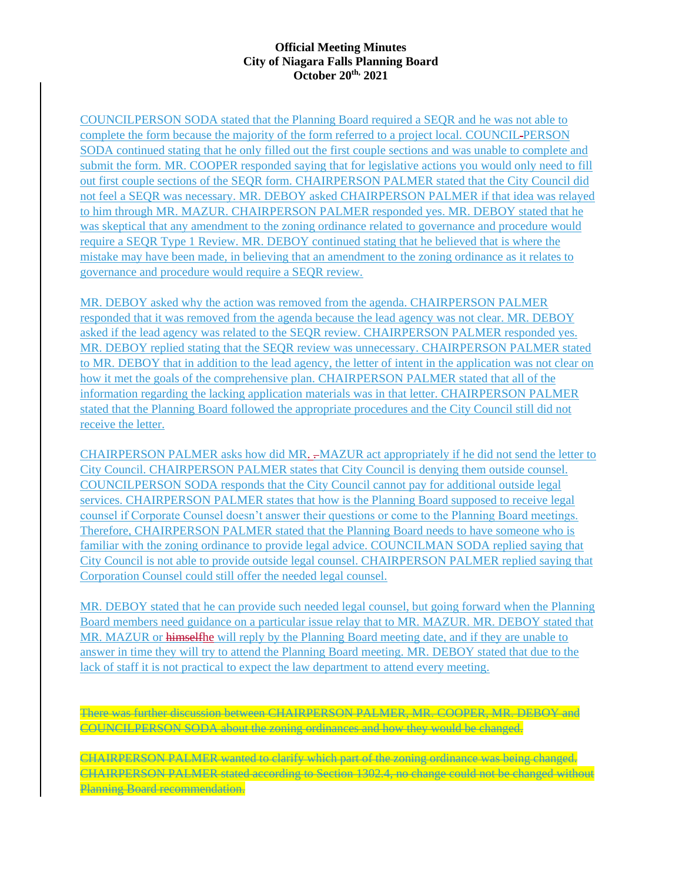**Official Meeting Minutes**
**City of Niagara Falls Planning Board**
**October 20th, 2021**

COUNCILPERSON SODA stated that the Planning Board required a SEQR and he was not able to complete the form because the majority of the form referred to a project local. COUNCIL-PERSON SODA continued stating that he only filled out the first couple sections and was unable to complete and submit the form. MR. COOPER responded saying that for legislative actions you would only need to fill out first couple sections of the SEQR form. CHAIRPERSON PALMER stated that the City Council did not feel a SEQR was necessary. MR. DEBOY asked CHAIRPERSON PALMER if that idea was relayed to him through MR. MAZUR. CHAIRPERSON PALMER responded yes. MR. DEBOY stated that he was skeptical that any amendment to the zoning ordinance related to governance and procedure would require a SEQR Type 1 Review. MR. DEBOY continued stating that he believed that is where the mistake may have been made, in believing that an amendment to the zoning ordinance as it relates to governance and procedure would require a SEQR review.

MR. DEBOY asked why the action was removed from the agenda. CHAIRPERSON PALMER responded that it was removed from the agenda because the lead agency was not clear. MR. DEBOY asked if the lead agency was related to the SEQR review. CHAIRPERSON PALMER responded yes. MR. DEBOY replied stating that the SEQR review was unnecessary. CHAIRPERSON PALMER stated to MR. DEBOY that in addition to the lead agency, the letter of intent in the application was not clear on how it met the goals of the comprehensive plan. CHAIRPERSON PALMER stated that all of the information regarding the lacking application materials was in that letter. CHAIRPERSON PALMER stated that the Planning Board followed the appropriate procedures and the City Council still did not receive the letter.

CHAIRPERSON PALMER asks how did MR. MAZUR act appropriately if he did not send the letter to City Council. CHAIRPERSON PALMER states that City Council is denying them outside counsel. COUNCILPERSON SODA responds that the City Council cannot pay for additional outside legal services. CHAIRPERSON PALMER states that how is the Planning Board supposed to receive legal counsel if Corporate Counsel doesn't answer their questions or come to the Planning Board meetings. Therefore, CHAIRPERSON PALMER stated that the Planning Board needs to have someone who is familiar with the zoning ordinance to provide legal advice. COUNCILMAN SODA replied saying that City Council is not able to provide outside legal counsel. CHAIRPERSON PALMER replied saying that Corporation Counsel could still offer the needed legal counsel.

MR. DEBOY stated that he can provide such needed legal counsel, but going forward when the Planning Board members need guidance on a particular issue relay that to MR. MAZUR. MR. DEBOY stated that MR. MAZUR or ~~himself~~he will reply by the Planning Board meeting date, and if they are unable to answer in time they will try to attend the Planning Board meeting. MR. DEBOY stated that due to the lack of staff it is not practical to expect the law department to attend every meeting.

~~There was further discussion between CHAIRPERSON PALMER, MR. COOPER, MR. DEBOY and COUNCILPERSON SODA about the zoning ordinances and how they would be changed.~~

~~CHAIRPERSON PALMER wanted to clarify which part of the zoning ordinance was being changed. CHAIRPERSON PALMER stated according to Section 1302.4, no change could not be changed without Planning Board recommendation.~~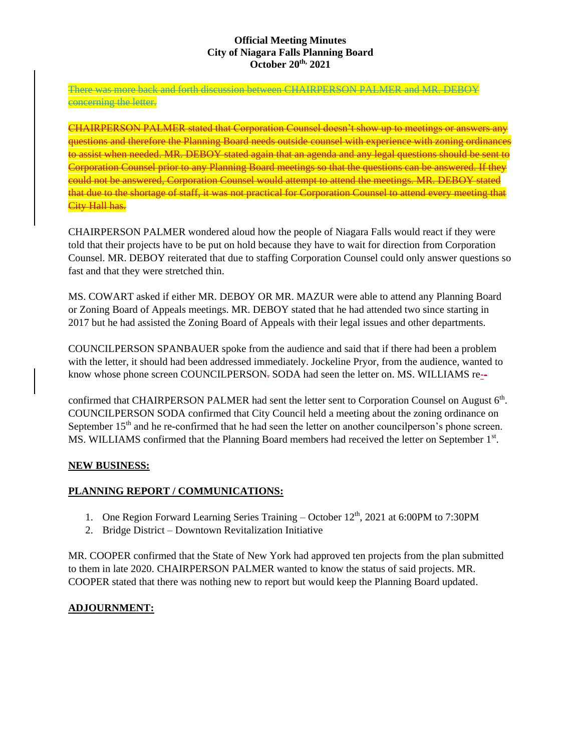**Official Meeting Minutes**
**City of Niagara Falls Planning Board**
**October 20th, 2021**

~~There was more back and forth discussion between CHAIRPERSON PALMER and MR. DEBOY concerning the letter.~~

~~CHAIRPERSON PALMER stated that Corporation Counsel doesn't show up to meetings or answers any questions and therefore the Planning Board needs outside counsel with experience with zoning ordinances to assist when needed. MR. DEBOY stated again that an agenda and any legal questions should be sent to Corporation Counsel prior to any Planning Board meetings so that the questions can be answered. If they could not be answered, Corporation Counsel would attempt to attend the meetings. MR. DEBOY stated that due to the shortage of staff, it was not practical for Corporation Counsel to attend every meeting that City Hall has.~~

CHAIRPERSON PALMER wondered aloud how the people of Niagara Falls would react if they were told that their projects have to be put on hold because they have to wait for direction from Corporation Counsel. MR. DEBOY reiterated that due to staffing Corporation Counsel could only answer questions so fast and that they were stretched thin.

MS. COWART asked if either MR. DEBOY OR MR. MAZUR were able to attend any Planning Board or Zoning Board of Appeals meetings. MR. DEBOY stated that he had attended two since starting in 2017 but he had assisted the Zoning Board of Appeals with their legal issues and other departments.

COUNCILPERSON SPANBAUER spoke from the audience and said that if there had been a problem with the letter, it should had been addressed immediately. Jockeline Pryor, from the audience, wanted to know whose phone screen COUNCILPERSON SODA had seen the letter on. MS. WILLIAMS re-confirmed that CHAIRPERSON PALMER had sent the letter sent to Corporation Counsel on August 6th. COUNCILPERSON SODA confirmed that City Council held a meeting about the zoning ordinance on September 15th and he re-confirmed that he had seen the letter on another councilperson's phone screen. MS. WILLIAMS confirmed that the Planning Board members had received the letter on September 1st.

**NEW BUSINESS:**

**PLANNING REPORT / COMMUNICATIONS:**

1. One Region Forward Learning Series Training – October 12th, 2021 at 6:00PM to 7:30PM
2. Bridge District – Downtown Revitalization Initiative

MR. COOPER confirmed that the State of New York had approved ten projects from the plan submitted to them in late 2020. CHAIRPERSON PALMER wanted to know the status of said projects. MR. COOPER stated that there was nothing new to report but would keep the Planning Board updated.

**ADJOURNMENT:**